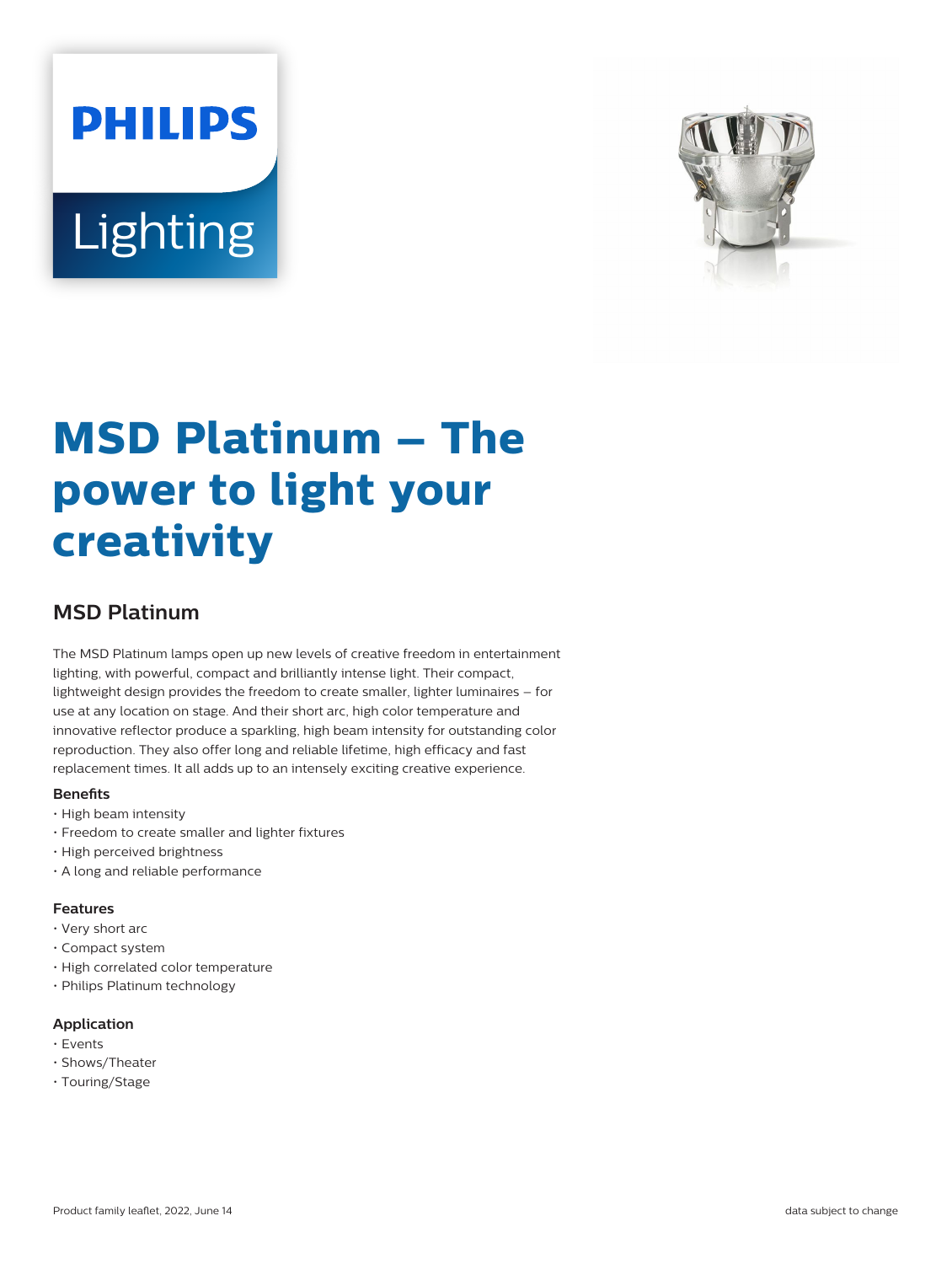PHILIPS

Lighting

# MSD Platinum – The power to light your creativity

## MSD Platinum

The MSD Platinum lamps open up new levels of creative freedom in entertainment lighting, with powerful, compact and brilliantly intense light. Their compact, lightweight design provides the freedom to create smaller, lighter luminaires – for use at any location on stage. And their short arc, high color temperature and innovative reflector produce a sparkling, high beam intensity for outstanding color reproduction. They also offer long and reliable lifetime, high efficacy and fast replacement times. It all adds up to an intensely exciting creative experience.

### Benefits

- High beam intensity
- Freedom to create smaller and lighter fixtures
- High perceived brightness
- A long and reliable performance

### Features

- Very short arc
- Compact system
- High correlated color temperature
- Philips Platinum technology

### Application

- Events
- Shows/Theater
- Touring/Stage

Product family leaflet, 2022, June 14

data subject to change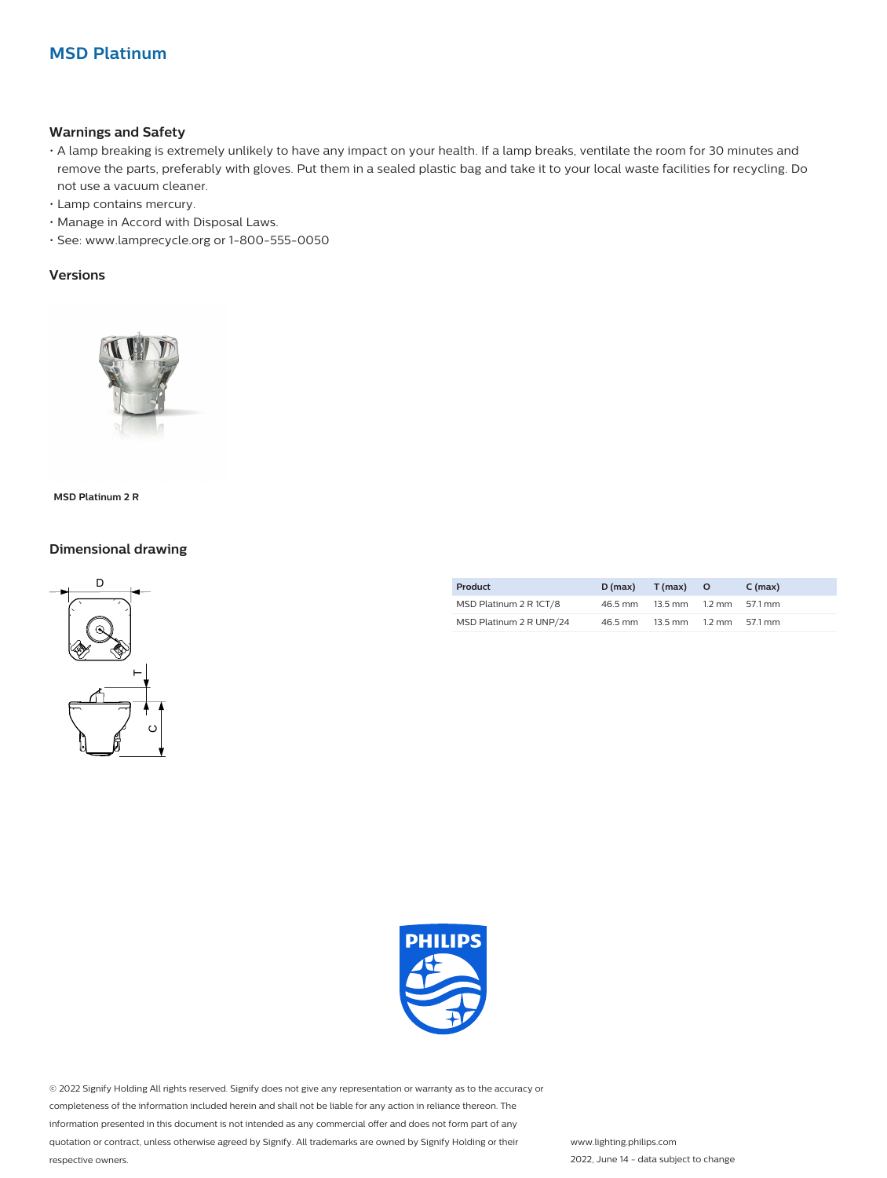# MSD Platinum

## Warnings and Safety

- A lamp breaking is extremely unlikely to have any impact on your health. If a lamp breaks, ventilate the room for 30 minutes and remove the parts, preferably with gloves. Put them in a sealed plastic bag and take it to your local waste facilities for recycling. Do not use a vacuum cleaner.
- Lamp contains mercury.
- Manage in Accord with Disposal Laws.
- See: www.lamprecycle.org or 1-800-555-0050

## Versions

MSD Platinum 2 R

## Dimensional drawing

D

T

O

C

| Product | D (max) | T (max) | O | C (max) |
|---|---|---|---|---|
| MSD Platinum 2 R 1CT/8 | 46.5 mm | 13.5 mm | 1.2 mm | 57.1 mm |
| MSD Platinum 2 R UNP/24 | 46.5 mm | 13.5 mm | 1.2 mm | 57.1 mm |

© 2022 Signify Holding All rights reserved. Signify does not give any representation or warranty as to the accuracy or completeness of the information included herein and shall not be liable for any action in reliance thereon. The information presented in this document is not intended as any commercial offer and does not form part of any quotation or contract, unless otherwise agreed by Signify. All trademarks are owned by Signify Holding or their respective owners.

www.lighting.philips.com

2022, June 14 - data subject to change